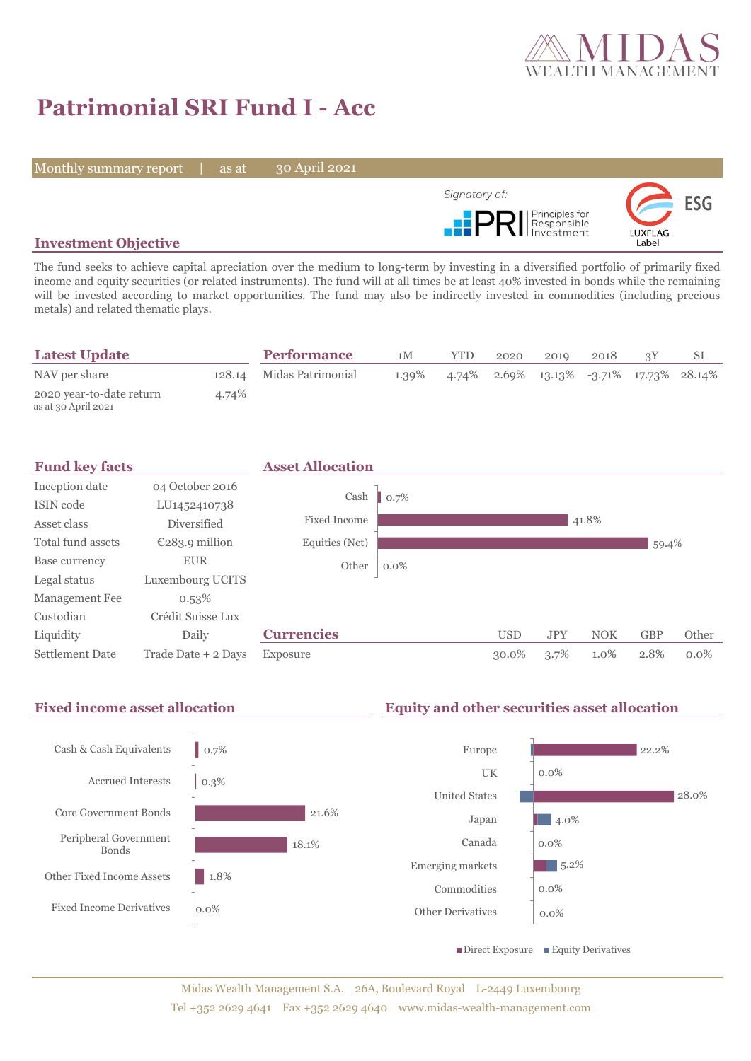# Patrimonial SRI Fund I - Acc

Monthly summary report | as at 30 April 2021

Signatory of: PRI Principles for Responsible Investment

LUXFLAG Label ESG

## Investment Objective

The fund seeks to achieve capital apreciation over the medium to long-term by investing in a diversified portfolio of primarily fixed income and equity securities (or related instruments). The fund will at all times be at least 40% invested in bonds while the remaining will be invested according to market opportunities. The fund may also be indirectly invested in commodities (including precious metals) and related thematic plays.

## Latest Update

| | |
|---|---|
| NAV per share | 128.14 |
| 2020 year-to-date return<br>as at 30 April 2021 | 4.74% |

## Performance

| | 1M | YTD | 2020 | 2019 | 2018 | 3Y | SI |
|---|---|---|---|---|---|---|---|
| Midas Patrimonial | 1.39% | 4.74% | 2.69% | 13.13% | -3.71% | 17.73% | 28.14% |

## Fund key facts

| | |
|---|---|
| Inception date | 04 October 2016 |
| ISIN code | LU1452410738 |
| Asset class | Diversified |
| Total fund assets | €283.9 million |
| Base currency | EUR |
| Legal status | Luxembourg UCITS |
| Management Fee | 0.53% |
| Custodian | Crédit Suisse Lux |
| Liquidity | Daily |
| Settlement Date | Trade Date + 2 Days |

## Asset Allocation

| | |
|---|---|
| Cash | 0.7% |
| Fixed Income | 41.8% |
| Equities (Net) | 59.4% |
| Other | 0.0% |

## Currencies

| | USD | JPY | NOK | GBP | Other |
|---|---|---|---|---|---|
| Exposure | 30.0% | 3.7% | 1.0% | 2.8% | 0.0% |

## Fixed income asset allocation

| | |
|---|---|
| Cash & Cash Equivalents | 0.7% |
| Accrued Interests | 0.3% |
| Core Government Bonds | 21.6% |
| Peripheral Government Bonds | 18.1% |
| Other Fixed Income Assets | 1.8% |
| Fixed Income Derivatives | 0.0% |

## Equity and other securities asset allocation

| | |
|---|---|
| Europe | 22.2% |
| UK | 0.0% |
| United States | 28.0% |
| Japan | 4.0% |
| Canada | 0.0% |
| Emerging markets | 5.2% |
| Commodities | 0.0% |
| Other Derivatives | 0.0% |

■ Direct Exposure ■ Equity Derivatives

Midas Wealth Management S.A. 26A, Boulevard Royal L-2449 Luxembourg
Tel +352 2629 4641 Fax +352 2629 4640 www.midas-wealth-management.com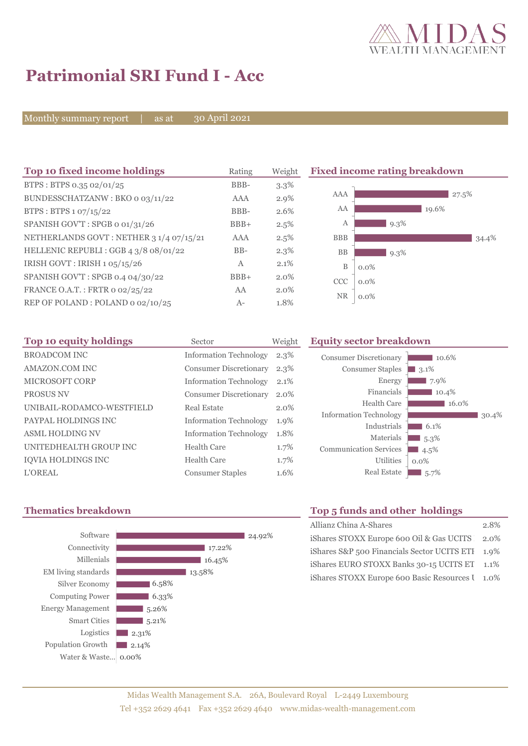# Patrimonial SRI Fund I - Acc

Monthly summary report | as at 30 April 2021

## Top 10 fixed income holdings

| Top 10 fixed income holdings | Rating | Weight |
|---|---|---|
| BTPS : BTPS 0.35 02/01/25 | BBB- | 3.3% |
| BUNDESSCHATZANW : BKO 0 03/11/22 | AAA | 2.9% |
| BTPS : BTPS 1 07/15/22 | BBB- | 2.6% |
| SPANISH GOV'T : SPGB 0 01/31/26 | BBB+ | 2.5% |
| NETHERLANDS GOVT : NETHER 3 1/4 07/15/21 | AAA | 2.5% |
| HELLENIC REPUBLI : GGB 4 3/8 08/01/22 | BB- | 2.3% |
| IRISH GOVT : IRISH 1 05/15/26 | A | 2.1% |
| SPANISH GOV'T : SPGB 0.4 04/30/22 | BBB+ | 2.0% |
| FRANCE O.A.T. : FRTR 0 02/25/22 | AA | 2.0% |
| REP OF POLAND : POLAND 0 02/10/25 | A- | 1.8% |

## Fixed income rating breakdown

| Rating | Weight |
|---|---|
| AAA | 27.5% |
| AA | 19.6% |
| A | 9.3% |
| BBB | 34.4% |
| BB | 9.3% |
| B | 0.0% |
| CCC | 0.0% |
| NR | 0.0% |

## Top 10 equity holdings

| Top 10 equity holdings | Sector | Weight |
|---|---|---|
| BROADCOM INC | Information Technology | 2.3% |
| AMAZON.COM INC | Consumer Discretionary | 2.3% |
| MICROSOFT CORP | Information Technology | 2.1% |
| PROSUS NV | Consumer Discretionary | 2.0% |
| UNIBAIL-RODAMCO-WESTFIELD | Real Estate | 2.0% |
| PAYPAL HOLDINGS INC | Information Technology | 1.9% |
| ASML HOLDING NV | Information Technology | 1.8% |
| UNITEDHEALTH GROUP INC | Health Care | 1.7% |
| IQVIA HOLDINGS INC | Health Care | 1.7% |
| L'OREAL | Consumer Staples | 1.6% |

## Equity sector breakdown

| Sector | Weight |
|---|---|
| Consumer Discretionary | 10.6% |
| Consumer Staples | 3.1% |
| Energy | 7.9% |
| Financials | 10.4% |
| Health Care | 16.0% |
| Information Technology | 30.4% |
| Industrials | 6.1% |
| Materials | 5.3% |
| Communication Services | 4.5% |
| Utilities | 0.0% |
| Real Estate | 5.7% |

## Thematics breakdown

| Thematic | Weight |
|---|---|
| Software | 24.92% |
| Connectivity | 17.22% |
| Millenials | 16.45% |
| EM living standards | 13.58% |
| Silver Economy | 6.58% |
| Computing Power | 6.33% |
| Energy Management | 5.26% |
| Smart Cities | 5.21% |
| Logistics | 2.31% |
| Population Growth | 2.14% |
| Water & Waste... | 0.00% |

## Top 5 funds and other holdings

| Fund | Weight |
|---|---|
| Allianz China A-Shares | 2.8% |
| iShares STOXX Europe 600 Oil & Gas UCITS | 2.0% |
| iShares S&P 500 Financials Sector UCITS ETF | 1.9% |
| iShares EURO STOXX Banks 30-15 UCITS ET | 1.1% |
| iShares STOXX Europe 600 Basic Resources U | 1.0% |

Midas Wealth Management S.A. 26A, Boulevard Royal L-2449 Luxembourg
Tel +352 2629 4641 Fax +352 2629 4640 www.midas-wealth-management.com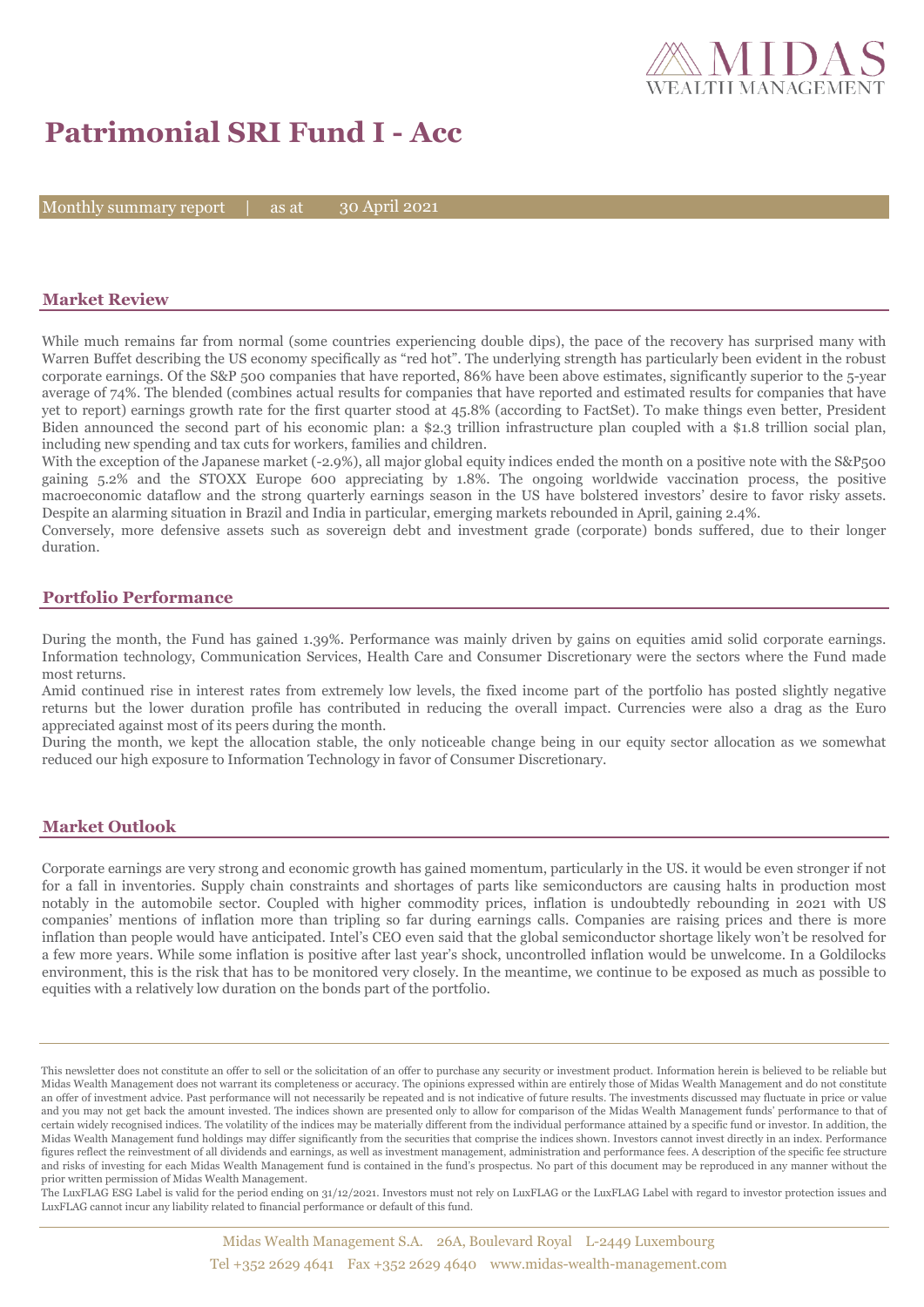# Patrimonial SRI Fund I - Acc

Monthly summary report | as at 30 April 2021

## Market Review

While much remains far from normal (some countries experiencing double dips), the pace of the recovery has surprised many with Warren Buffet describing the US economy specifically as "red hot". The underlying strength has particularly been evident in the robust corporate earnings. Of the S&P 500 companies that have reported, 86% have been above estimates, significantly superior to the 5-year average of 74%. The blended (combines actual results for companies that have reported and estimated results for companies that have yet to report) earnings growth rate for the first quarter stood at 45.8% (according to FactSet). To make things even better, President Biden announced the second part of his economic plan: a $2.3 trillion infrastructure plan coupled with a $1.8 trillion social plan, including new spending and tax cuts for workers, families and children.

With the exception of the Japanese market (-2.9%), all major global equity indices ended the month on a positive note with the S&P500 gaining 5.2% and the STOXX Europe 600 appreciating by 1.8%. The ongoing worldwide vaccination process, the positive macroeconomic dataflow and the strong quarterly earnings season in the US have bolstered investors' desire to favor risky assets. Despite an alarming situation in Brazil and India in particular, emerging markets rebounded in April, gaining 2.4%.

Conversely, more defensive assets such as sovereign debt and investment grade (corporate) bonds suffered, due to their longer duration.

## Portfolio Performance

During the month, the Fund has gained 1.39%. Performance was mainly driven by gains on equities amid solid corporate earnings. Information technology, Communication Services, Health Care and Consumer Discretionary were the sectors where the Fund made most returns.

Amid continued rise in interest rates from extremely low levels, the fixed income part of the portfolio has posted slightly negative returns but the lower duration profile has contributed in reducing the overall impact. Currencies were also a drag as the Euro appreciated against most of its peers during the month.

During the month, we kept the allocation stable, the only noticeable change being in our equity sector allocation as we somewhat reduced our high exposure to Information Technology in favor of Consumer Discretionary.

## Market Outlook

Corporate earnings are very strong and economic growth has gained momentum, particularly in the US. it would be even stronger if not for a fall in inventories. Supply chain constraints and shortages of parts like semiconductors are causing halts in production most notably in the automobile sector. Coupled with higher commodity prices, inflation is undoubtedly rebounding in 2021 with US companies' mentions of inflation more than tripling so far during earnings calls. Companies are raising prices and there is more inflation than people would have anticipated. Intel's CEO even said that the global semiconductor shortage likely won't be resolved for a few more years. While some inflation is positive after last year's shock, uncontrolled inflation would be unwelcome. In a Goldilocks environment, this is the risk that has to be monitored very closely. In the meantime, we continue to be exposed as much as possible to equities with a relatively low duration on the bonds part of the portfolio.

---

This newsletter does not constitute an offer to sell or the solicitation of an offer to purchase any security or investment product. Information herein is believed to be reliable but Midas Wealth Management does not warrant its completeness or accuracy. The opinions expressed within are entirely those of Midas Wealth Management and do not constitute an offer of investment advice. Past performance will not necessarily be repeated and is not indicative of future results. The investments discussed may fluctuate in price or value and you may not get back the amount invested. The indices shown are presented only to allow for comparison of the Midas Wealth Management funds' performance to that of certain widely recognised indices. The volatility of the indices may be materially different from the individual performance attained by a specific fund or investor. In addition, the Midas Wealth Management fund holdings may differ significantly from the securities that comprise the indices shown. Investors cannot invest directly in an index. Performance figures reflect the reinvestment of all dividends and earnings, as well as investment management, administration and performance fees. A description of the specific fee structure and risks of investing for each Midas Wealth Management fund is contained in the fund's prospectus. No part of this document may be reproduced in any manner without the prior written permission of Midas Wealth Management.

The LuxFLAG ESG Label is valid for the period ending on 31/12/2021. Investors must not rely on LuxFLAG or the LuxFLAG Label with regard to investor protection issues and LuxFLAG cannot incur any liability related to financial performance or default of this fund.

Midas Wealth Management S.A. 26A, Boulevard Royal L-2449 Luxembourg
Tel +352 2629 4641 Fax +352 2629 4640 www.midas-wealth-management.com